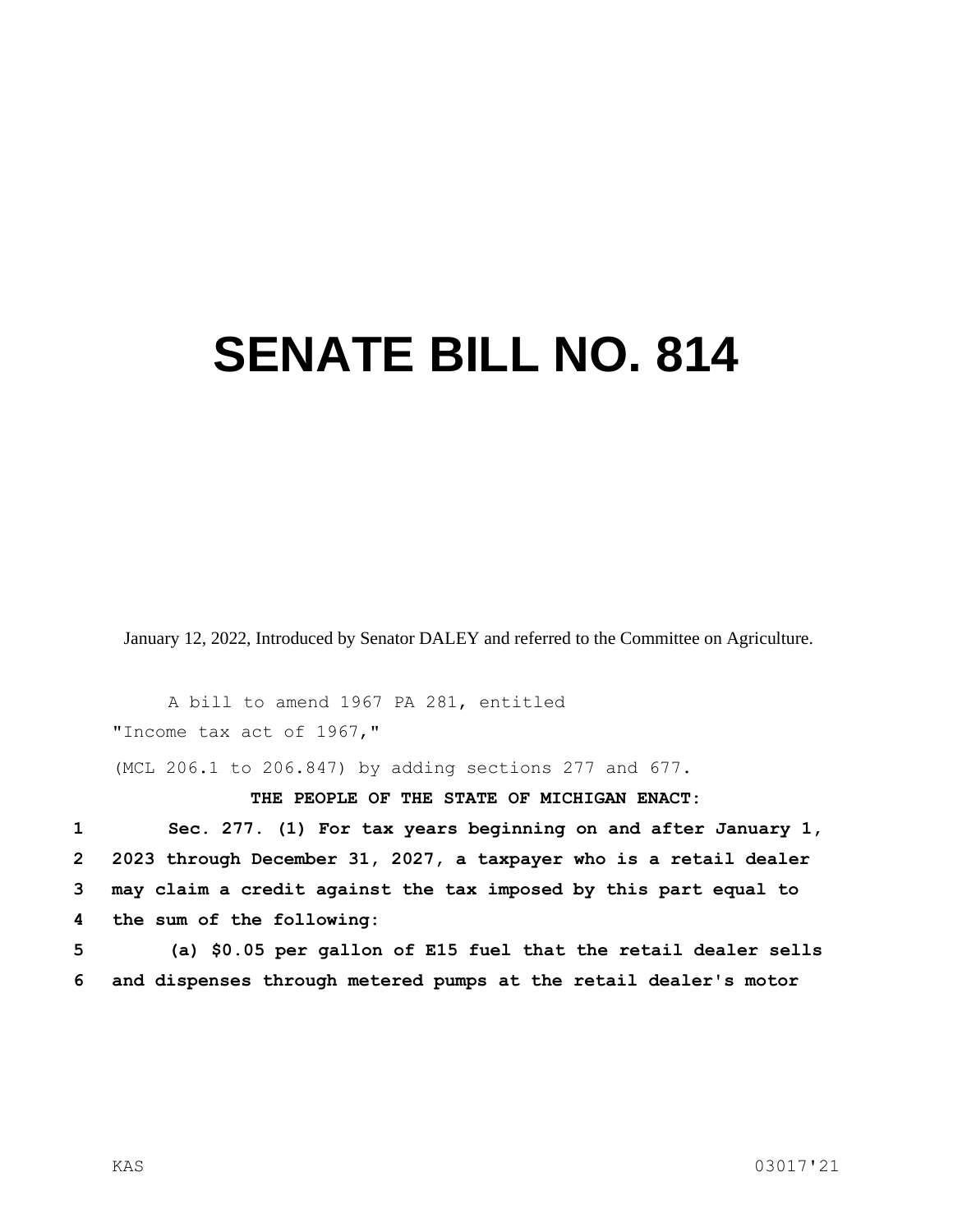# SENATE BILL NO. 814

January 12, 2022, Introduced by Senator DALEY and referred to the Committee on Agriculture.

A bill to amend 1967 PA 281, entitled

"Income tax act of 1967,"

(MCL 206.1 to 206.847) by adding sections 277 and 677.

**THE PEOPLE OF THE STATE OF MICHIGAN ENACT:**

1 **Sec. 277. (1) For tax years beginning on and after January 1,**
2 **2023 through December 31, 2027, a taxpayer who is a retail dealer**
3 **may claim a credit against the tax imposed by this part equal to**
4 **the sum of the following:**
5 **(a) $0.05 per gallon of E15 fuel that the retail dealer sells**
6 **and dispenses through metered pumps at the retail dealer's motor**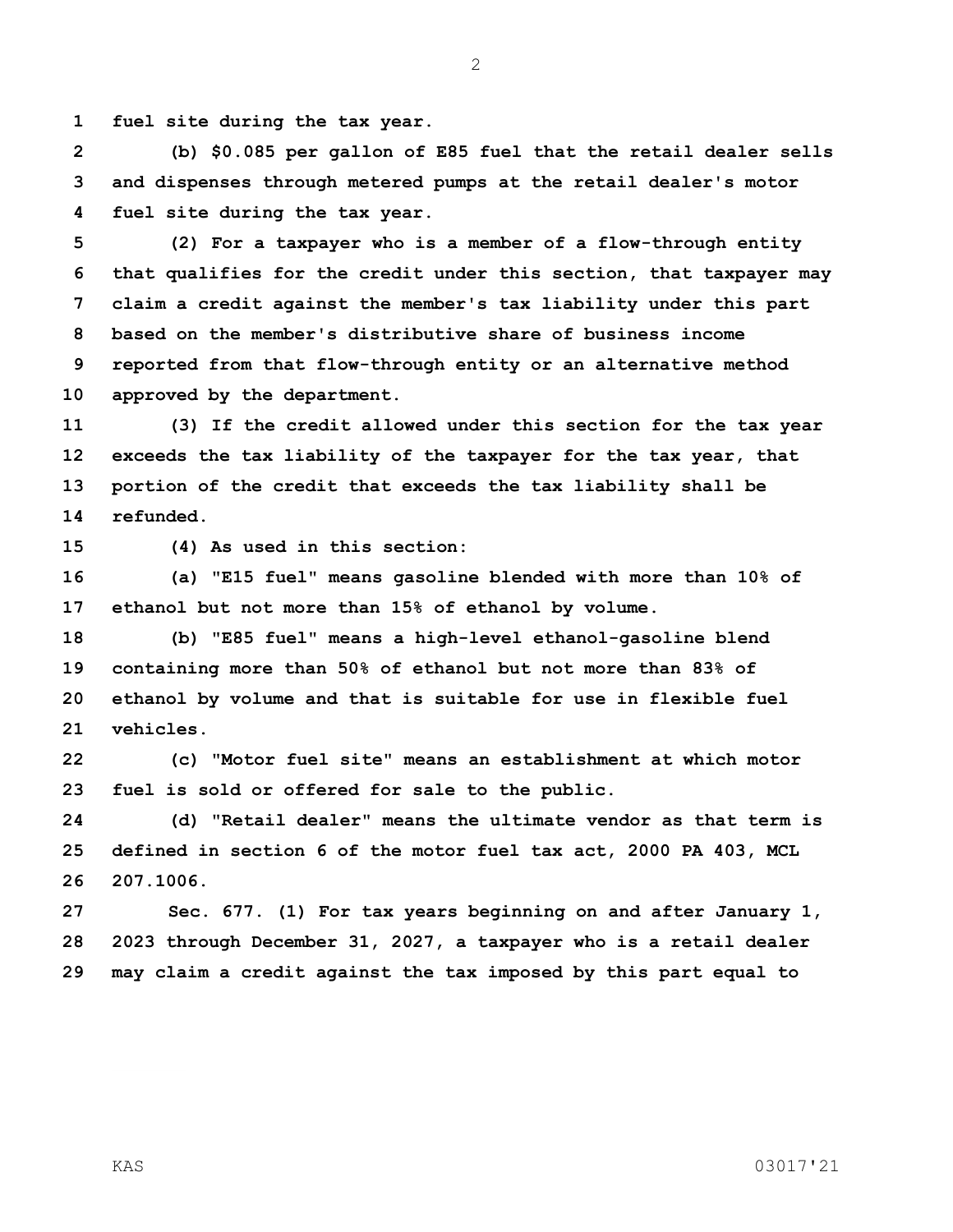**fuel site during the tax year.**

**(b) $0.085 per gallon of E85 fuel that the retail dealer sells and dispenses through metered pumps at the retail dealer's motor fuel site during the tax year.**

**(2) For a taxpayer who is a member of a flow-through entity that qualifies for the credit under this section, that taxpayer may claim a credit against the member's tax liability under this part based on the member's distributive share of business income reported from that flow-through entity or an alternative method approved by the department.**

**(3) If the credit allowed under this section for the tax year exceeds the tax liability of the taxpayer for the tax year, that portion of the credit that exceeds the tax liability shall be refunded.**

**(4) As used in this section:**

**(a) "E15 fuel" means gasoline blended with more than 10% of ethanol but not more than 15% of ethanol by volume.**

**(b) "E85 fuel" means a high-level ethanol-gasoline blend containing more than 50% of ethanol but not more than 83% of ethanol by volume and that is suitable for use in flexible fuel vehicles.**

**(c) "Motor fuel site" means an establishment at which motor fuel is sold or offered for sale to the public.**

**(d) "Retail dealer" means the ultimate vendor as that term is defined in section 6 of the motor fuel tax act, 2000 PA 403, MCL 207.1006.**

**Sec. 677. (1) For tax years beginning on and after January 1, 2023 through December 31, 2027, a taxpayer who is a retail dealer may claim a credit against the tax imposed by this part equal to**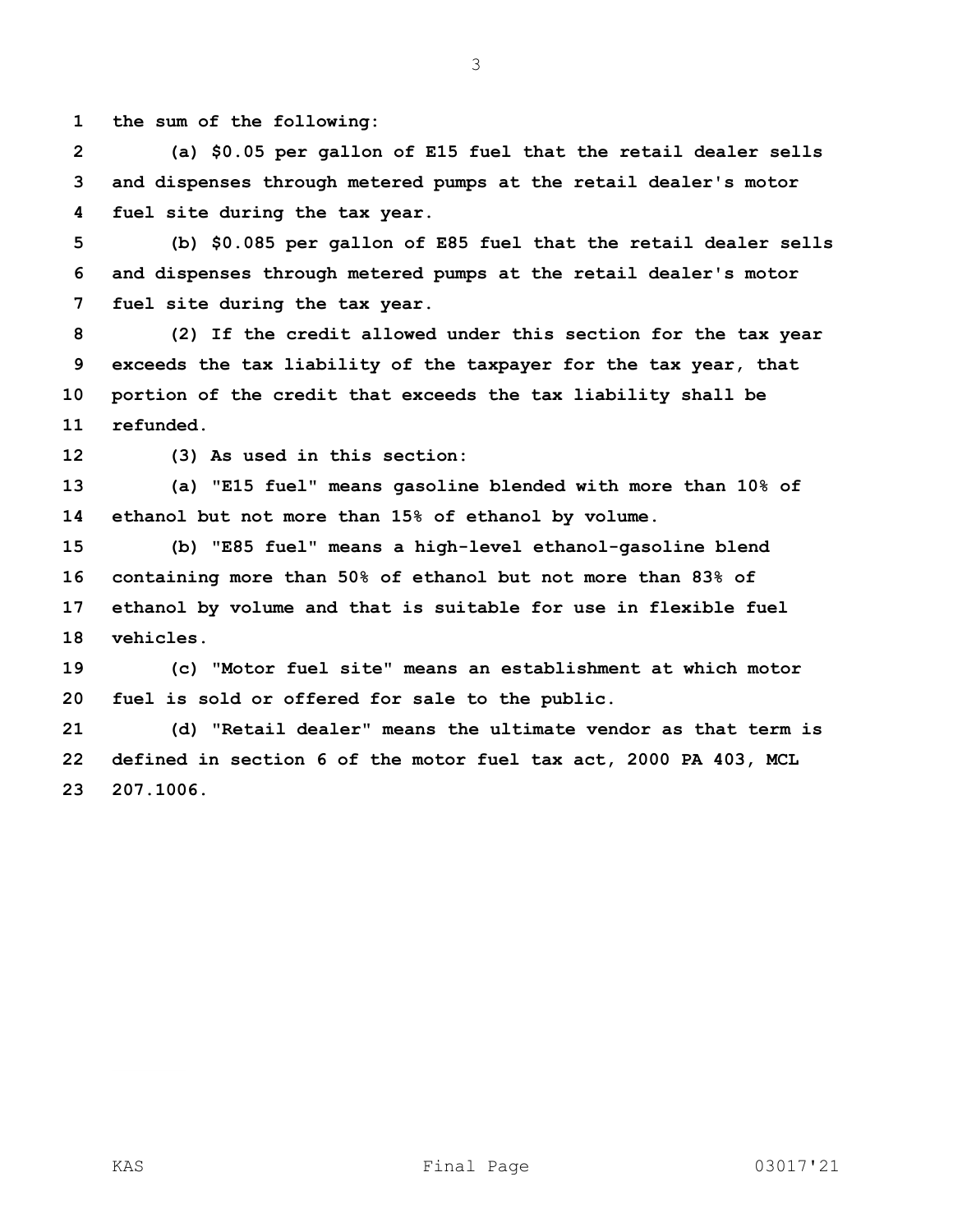**the sum of the following:**

**(a) $0.05 per gallon of E15 fuel that the retail dealer sells and dispenses through metered pumps at the retail dealer's motor fuel site during the tax year.**

**(b) $0.085 per gallon of E85 fuel that the retail dealer sells and dispenses through metered pumps at the retail dealer's motor fuel site during the tax year.**

**(2) If the credit allowed under this section for the tax year exceeds the tax liability of the taxpayer for the tax year, that portion of the credit that exceeds the tax liability shall be refunded.**

**(3) As used in this section:**

**(a) "E15 fuel" means gasoline blended with more than 10% of ethanol but not more than 15% of ethanol by volume.**

**(b) "E85 fuel" means a high-level ethanol-gasoline blend containing more than 50% of ethanol but not more than 83% of ethanol by volume and that is suitable for use in flexible fuel vehicles.**

**(c) "Motor fuel site" means an establishment at which motor fuel is sold or offered for sale to the public.**

**(d) "Retail dealer" means the ultimate vendor as that term is defined in section 6 of the motor fuel tax act, 2000 PA 403, MCL 207.1006.**